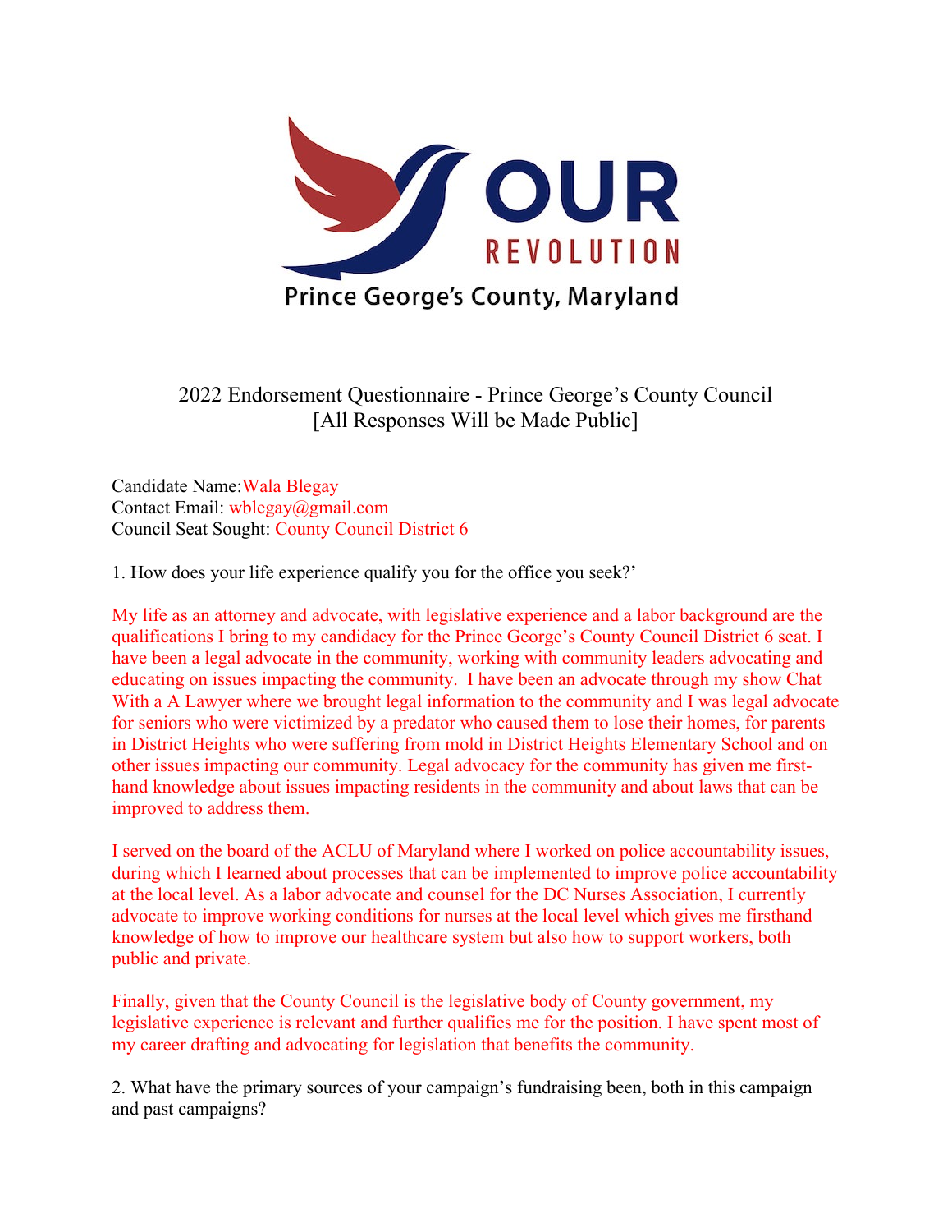OUR REVOLUTION

Prince George's County, Maryland

2022 Endorsement Questionnaire - Prince George's County Council
[All Responses Will be Made Public]

Candidate Name: Wala Blegay
Contact Email: wblegay@gmail.com
Council Seat Sought: County Council District 6

1. How does your life experience qualify you for the office you seek?'

My life as an attorney and advocate, with legislative experience and a labor background are the qualifications I bring to my candidacy for the Prince George's County Council District 6 seat. I have been a legal advocate in the community, working with community leaders advocating and educating on issues impacting the community. I have been an advocate through my show Chat With a A Lawyer where we brought legal information to the community and I was legal advocate for seniors who were victimized by a predator who caused them to lose their homes, for parents in District Heights who were suffering from mold in District Heights Elementary School and on other issues impacting our community. Legal advocacy for the community has given me first-hand knowledge about issues impacting residents in the community and about laws that can be improved to address them.

I served on the board of the ACLU of Maryland where I worked on police accountability issues, during which I learned about processes that can be implemented to improve police accountability at the local level. As a labor advocate and counsel for the DC Nurses Association, I currently advocate to improve working conditions for nurses at the local level which gives me firsthand knowledge of how to improve our healthcare system but also how to support workers, both public and private.

Finally, given that the County Council is the legislative body of County government, my legislative experience is relevant and further qualifies me for the position. I have spent most of my career drafting and advocating for legislation that benefits the community.

2. What have the primary sources of your campaign's fundraising been, both in this campaign and past campaigns?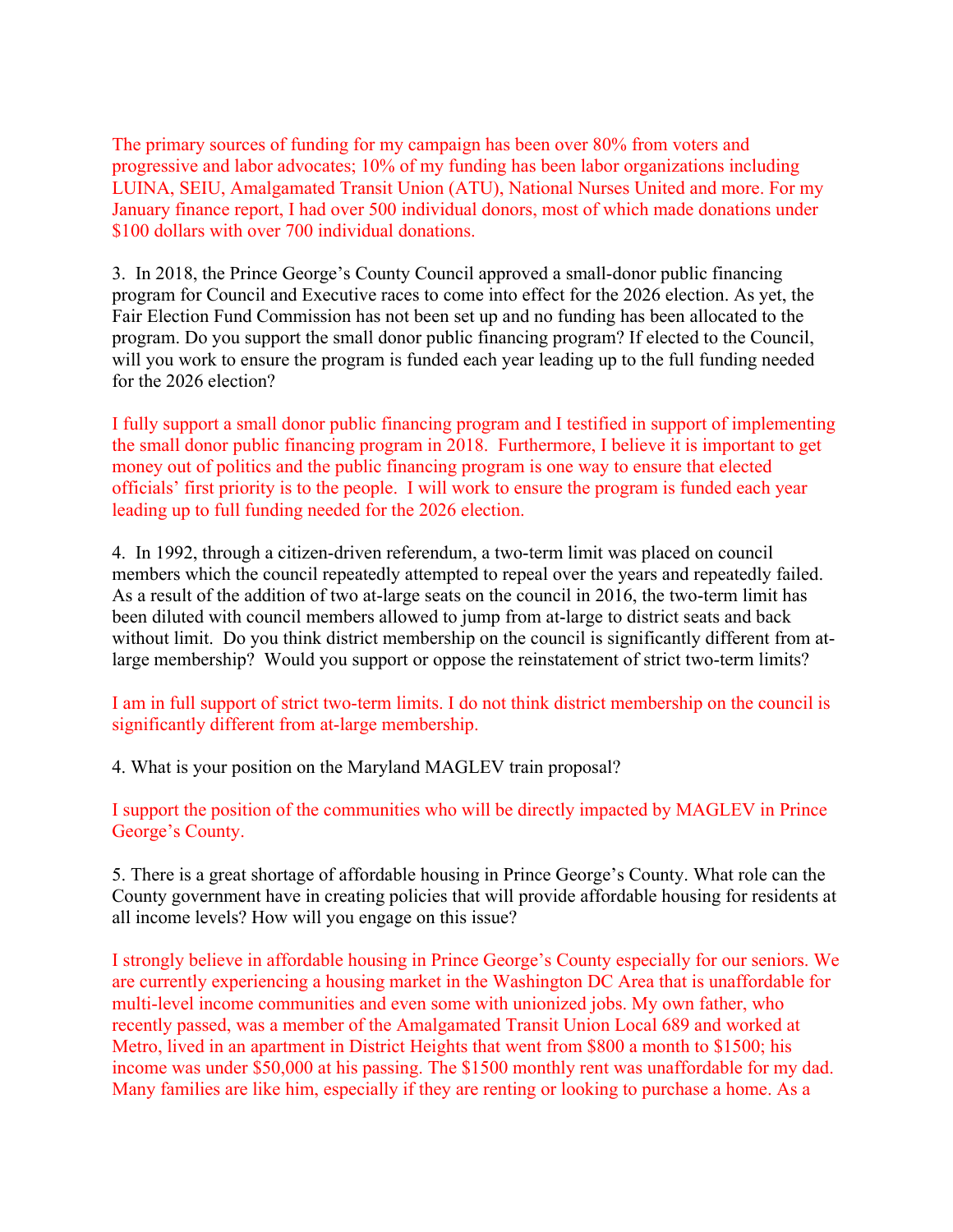The primary sources of funding for my campaign has been over 80% from voters and progressive and labor advocates; 10% of my funding has been labor organizations including LUINA, SEIU, Amalgamated Transit Union (ATU), National Nurses United and more. For my January finance report, I had over 500 individual donors, most of which made donations under $100 dollars with over 700 individual donations.

3. In 2018, the Prince George's County Council approved a small-donor public financing program for Council and Executive races to come into effect for the 2026 election. As yet, the Fair Election Fund Commission has not been set up and no funding has been allocated to the program. Do you support the small donor public financing program? If elected to the Council, will you work to ensure the program is funded each year leading up to the full funding needed for the 2026 election?

I fully support a small donor public financing program and I testified in support of implementing the small donor public financing program in 2018. Furthermore, I believe it is important to get money out of politics and the public financing program is one way to ensure that elected officials' first priority is to the people. I will work to ensure the program is funded each year leading up to full funding needed for the 2026 election.

4. In 1992, through a citizen-driven referendum, a two-term limit was placed on council members which the council repeatedly attempted to repeal over the years and repeatedly failed. As a result of the addition of two at-large seats on the council in 2016, the two-term limit has been diluted with council members allowed to jump from at-large to district seats and back without limit. Do you think district membership on the council is significantly different from at-large membership? Would you support or oppose the reinstatement of strict two-term limits?

I am in full support of strict two-term limits. I do not think district membership on the council is significantly different from at-large membership.

4. What is your position on the Maryland MAGLEV train proposal?

I support the position of the communities who will be directly impacted by MAGLEV in Prince George's County.

5. There is a great shortage of affordable housing in Prince George's County. What role can the County government have in creating policies that will provide affordable housing for residents at all income levels? How will you engage on this issue?

I strongly believe in affordable housing in Prince George's County especially for our seniors. We are currently experiencing a housing market in the Washington DC Area that is unaffordable for multi-level income communities and even some with unionized jobs. My own father, who recently passed, was a member of the Amalgamated Transit Union Local 689 and worked at Metro, lived in an apartment in District Heights that went from $800 a month to $1500; his income was under $50,000 at his passing. The $1500 monthly rent was unaffordable for my dad. Many families are like him, especially if they are renting or looking to purchase a home. As a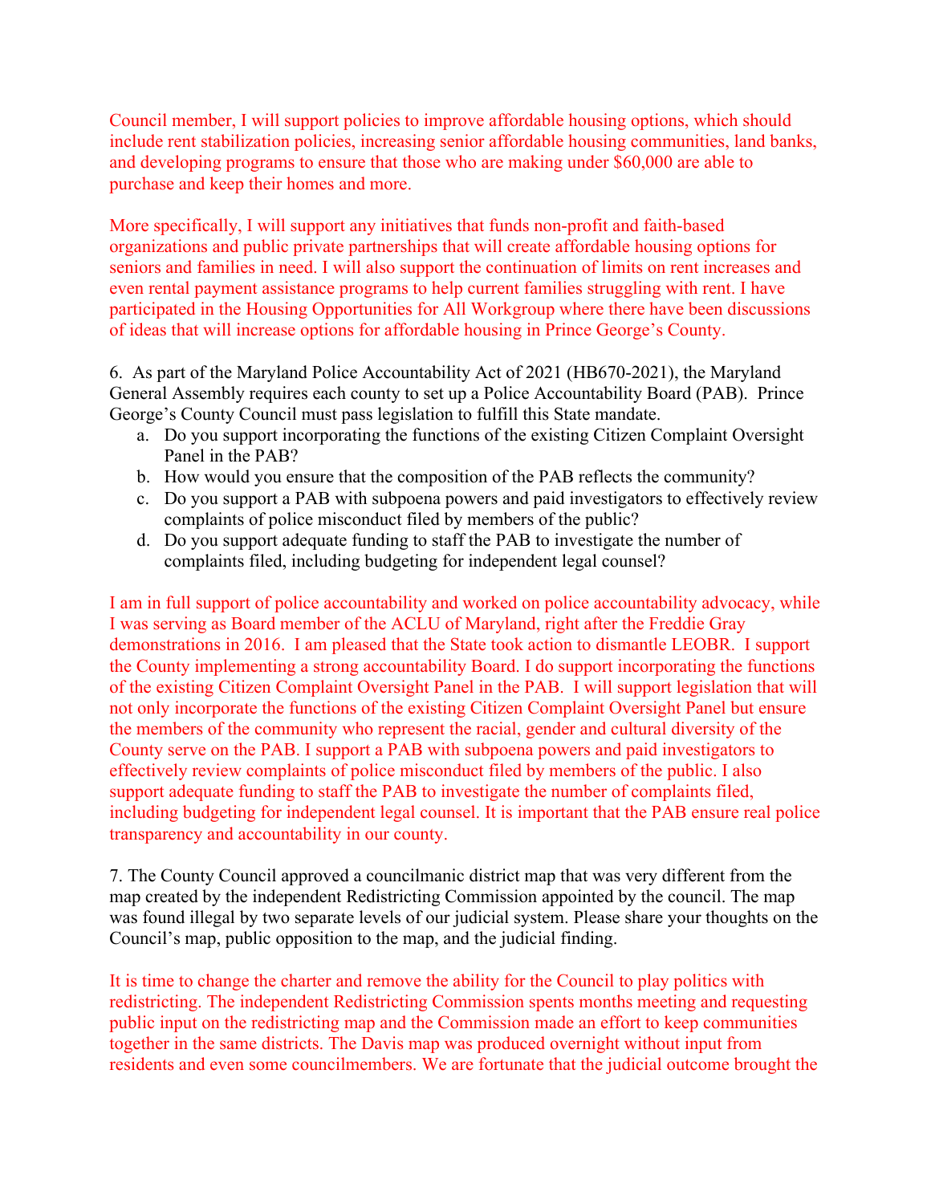Council member, I will support policies to improve affordable housing options, which should include rent stabilization policies, increasing senior affordable housing communities, land banks, and developing programs to ensure that those who are making under $60,000 are able to purchase and keep their homes and more.

More specifically, I will support any initiatives that funds non-profit and faith-based organizations and public private partnerships that will create affordable housing options for seniors and families in need. I will also support the continuation of limits on rent increases and even rental payment assistance programs to help current families struggling with rent. I have participated in the Housing Opportunities for All Workgroup where there have been discussions of ideas that will increase options for affordable housing in Prince George's County.

6. As part of the Maryland Police Accountability Act of 2021 (HB670-2021), the Maryland General Assembly requires each county to set up a Police Accountability Board (PAB). Prince George's County Council must pass legislation to fulfill this State mandate.

  a. Do you support incorporating the functions of the existing Citizen Complaint Oversight Panel in the PAB?
  b. How would you ensure that the composition of the PAB reflects the community?
  c. Do you support a PAB with subpoena powers and paid investigators to effectively review complaints of police misconduct filed by members of the public?
  d. Do you support adequate funding to staff the PAB to investigate the number of complaints filed, including budgeting for independent legal counsel?

I am in full support of police accountability and worked on police accountability advocacy, while I was serving as Board member of the ACLU of Maryland, right after the Freddie Gray demonstrations in 2016. I am pleased that the State took action to dismantle LEOBR. I support the County implementing a strong accountability Board. I do support incorporating the functions of the existing Citizen Complaint Oversight Panel in the PAB. I will support legislation that will not only incorporate the functions of the existing Citizen Complaint Oversight Panel but ensure the members of the community who represent the racial, gender and cultural diversity of the County serve on the PAB. I support a PAB with subpoena powers and paid investigators to effectively review complaints of police misconduct filed by members of the public. I also support adequate funding to staff the PAB to investigate the number of complaints filed, including budgeting for independent legal counsel. It is important that the PAB ensure real police transparency and accountability in our county.

7. The County Council approved a councilmanic district map that was very different from the map created by the independent Redistricting Commission appointed by the council. The map was found illegal by two separate levels of our judicial system. Please share your thoughts on the Council's map, public opposition to the map, and the judicial finding.

It is time to change the charter and remove the ability for the Council to play politics with redistricting. The independent Redistricting Commission spents months meeting and requesting public input on the redistricting map and the Commission made an effort to keep communities together in the same districts. The Davis map was produced overnight without input from residents and even some councilmembers. We are fortunate that the judicial outcome brought the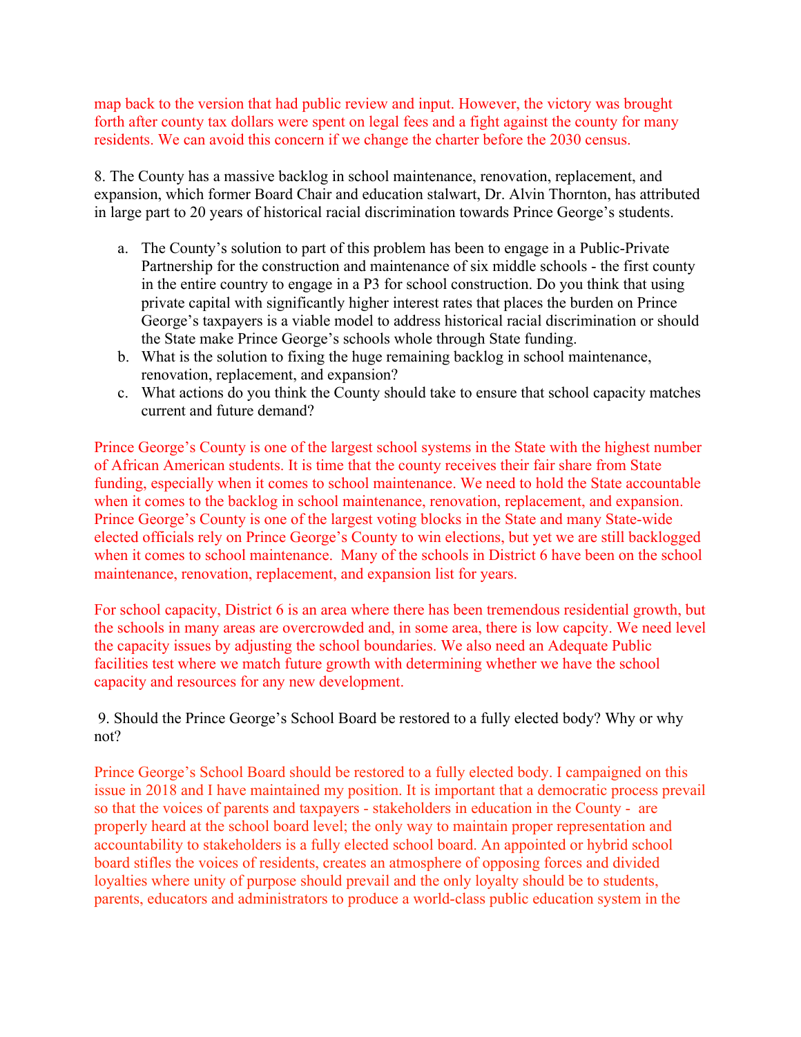map back to the version that had public review and input. However, the victory was brought forth after county tax dollars were spent on legal fees and a fight against the county for many residents. We can avoid this concern if we change the charter before the 2030 census.

8. The County has a massive backlog in school maintenance, renovation, replacement, and expansion, which former Board Chair and education stalwart, Dr. Alvin Thornton, has attributed in large part to 20 years of historical racial discrimination towards Prince George's students.

   a. The County's solution to part of this problem has been to engage in a Public-Private Partnership for the construction and maintenance of six middle schools - the first county in the entire country to engage in a P3 for school construction. Do you think that using private capital with significantly higher interest rates that places the burden on Prince George's taxpayers is a viable model to address historical racial discrimination or should the State make Prince George's schools whole through State funding.
   b. What is the solution to fixing the huge remaining backlog in school maintenance, renovation, replacement, and expansion?
   c. What actions do you think the County should take to ensure that school capacity matches current and future demand?

Prince George's County is one of the largest school systems in the State with the highest number of African American students. It is time that the county receives their fair share from State funding, especially when it comes to school maintenance. We need to hold the State accountable when it comes to the backlog in school maintenance, renovation, replacement, and expansion. Prince George's County is one of the largest voting blocks in the State and many State-wide elected officials rely on Prince George's County to win elections, but yet we are still backlogged when it comes to school maintenance. Many of the schools in District 6 have been on the school maintenance, renovation, replacement, and expansion list for years.

For school capacity, District 6 is an area where there has been tremendous residential growth, but the schools in many areas are overcrowded and, in some area, there is low capcity. We need level the capacity issues by adjusting the school boundaries. We also need an Adequate Public facilities test where we match future growth with determining whether we have the school capacity and resources for any new development.

9. Should the Prince George's School Board be restored to a fully elected body? Why or why not?

Prince George's School Board should be restored to a fully elected body. I campaigned on this issue in 2018 and I have maintained my position. It is important that a democratic process prevail so that the voices of parents and taxpayers - stakeholders in education in the County - are properly heard at the school board level; the only way to maintain proper representation and accountability to stakeholders is a fully elected school board. An appointed or hybrid school board stifles the voices of residents, creates an atmosphere of opposing forces and divided loyalties where unity of purpose should prevail and the only loyalty should be to students, parents, educators and administrators to produce a world-class public education system in the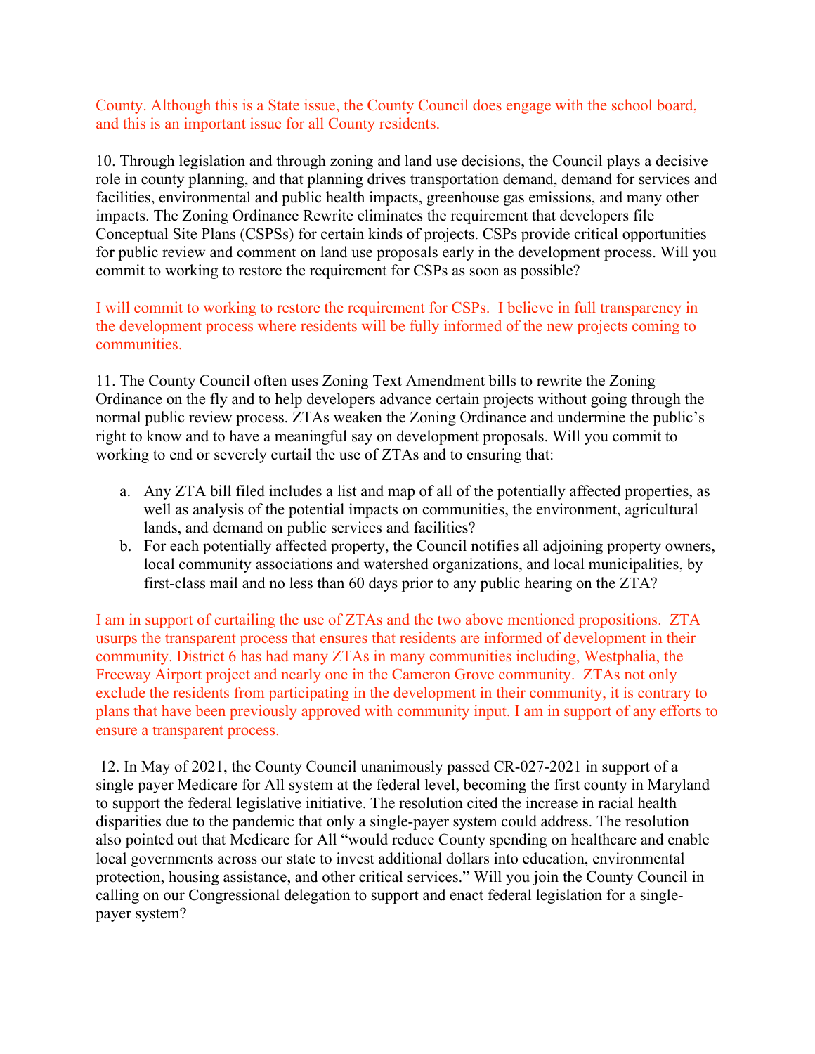County. Although this is a State issue, the County Council does engage with the school board, and this is an important issue for all County residents.

10. Through legislation and through zoning and land use decisions, the Council plays a decisive role in county planning, and that planning drives transportation demand, demand for services and facilities, environmental and public health impacts, greenhouse gas emissions, and many other impacts. The Zoning Ordinance Rewrite eliminates the requirement that developers file Conceptual Site Plans (CSPSs) for certain kinds of projects. CSPs provide critical opportunities for public review and comment on land use proposals early in the development process. Will you commit to working to restore the requirement for CSPs as soon as possible?

I will commit to working to restore the requirement for CSPs. I believe in full transparency in the development process where residents will be fully informed of the new projects coming to communities.

11. The County Council often uses Zoning Text Amendment bills to rewrite the Zoning Ordinance on the fly and to help developers advance certain projects without going through the normal public review process. ZTAs weaken the Zoning Ordinance and undermine the public's right to know and to have a meaningful say on development proposals. Will you commit to working to end or severely curtail the use of ZTAs and to ensuring that:

a. Any ZTA bill filed includes a list and map of all of the potentially affected properties, as well as analysis of the potential impacts on communities, the environment, agricultural lands, and demand on public services and facilities?
b. For each potentially affected property, the Council notifies all adjoining property owners, local community associations and watershed organizations, and local municipalities, by first-class mail and no less than 60 days prior to any public hearing on the ZTA?

I am in support of curtailing the use of ZTAs and the two above mentioned propositions. ZTA usurps the transparent process that ensures that residents are informed of development in their community. District 6 has had many ZTAs in many communities including, Westphalia, the Freeway Airport project and nearly one in the Cameron Grove community. ZTAs not only exclude the residents from participating in the development in their community, it is contrary to plans that have been previously approved with community input. I am in support of any efforts to ensure a transparent process.

12. In May of 2021, the County Council unanimously passed CR-027-2021 in support of a single payer Medicare for All system at the federal level, becoming the first county in Maryland to support the federal legislative initiative. The resolution cited the increase in racial health disparities due to the pandemic that only a single-payer system could address. The resolution also pointed out that Medicare for All "would reduce County spending on healthcare and enable local governments across our state to invest additional dollars into education, environmental protection, housing assistance, and other critical services." Will you join the County Council in calling on our Congressional delegation to support and enact federal legislation for a single-payer system?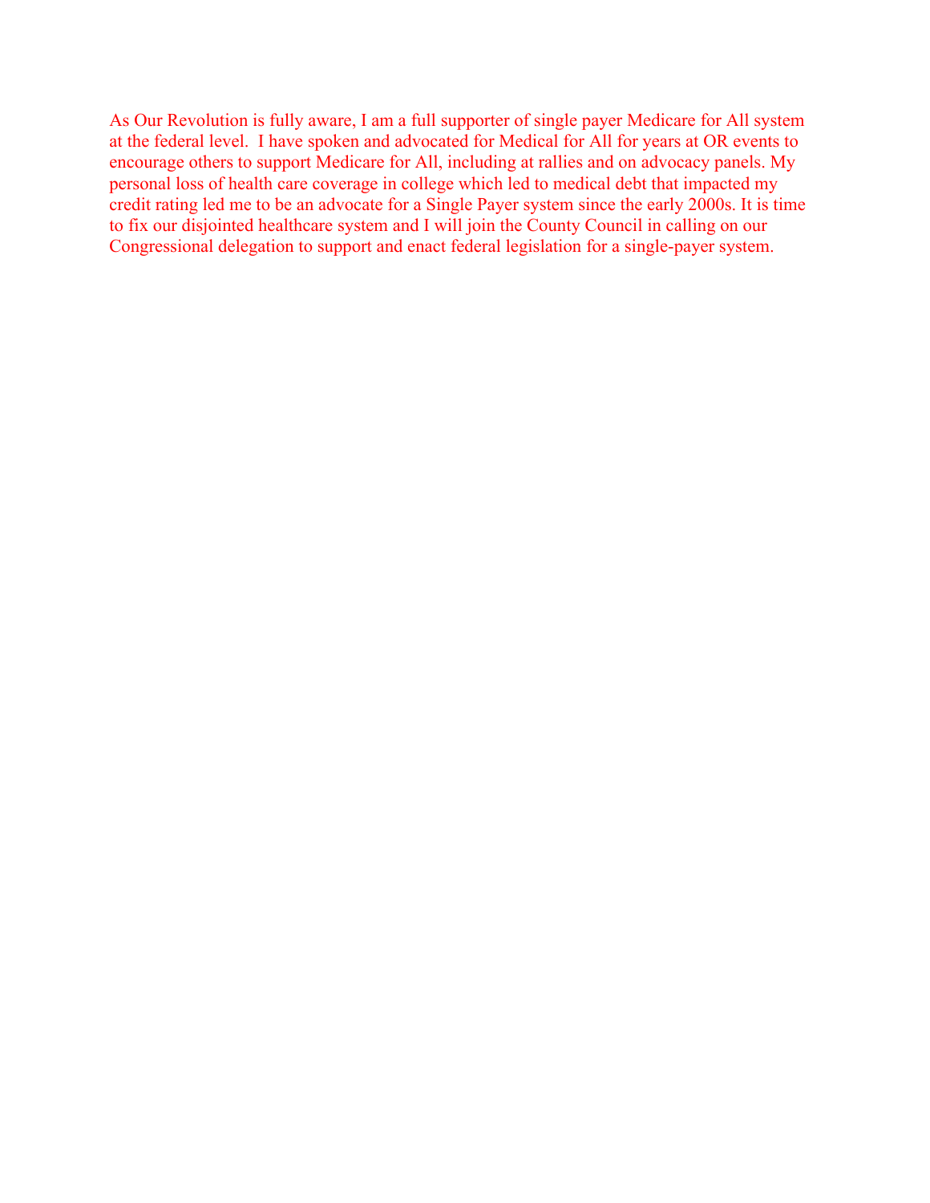As Our Revolution is fully aware, I am a full supporter of single payer Medicare for All system at the federal level. I have spoken and advocated for Medical for All for years at OR events to encourage others to support Medicare for All, including at rallies and on advocacy panels. My personal loss of health care coverage in college which led to medical debt that impacted my credit rating led me to be an advocate for a Single Payer system since the early 2000s. It is time to fix our disjointed healthcare system and I will join the County Council in calling on our Congressional delegation to support and enact federal legislation for a single-payer system.